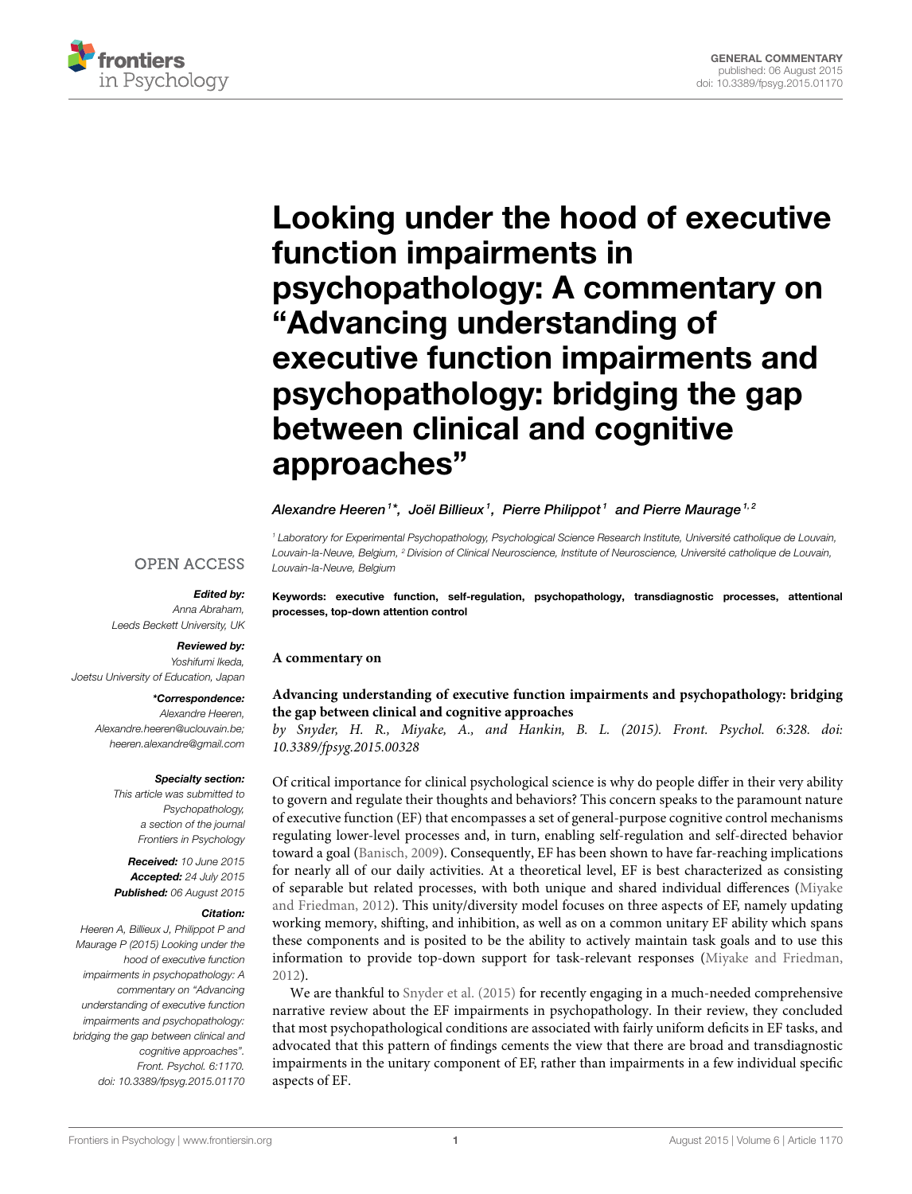GENERAL COMMENTARY
published: 06 August 2015
doi: 10.3389/fpsyg.2015.01170

# Looking under the hood of executive function impairments in psychopathology: A commentary on "Advancing understanding of executive function impairments and psychopathology: bridging the gap between clinical and cognitive approaches"

*Alexandre Heeren[1]\*, Joël Billieux[1], Pierre Philippot[1] and Pierre Maurage[1,2]*

[1] Laboratory for Experimental Psychopathology, Psychological Science Research Institute, Université catholique de Louvain, Louvain-la-Neuve, Belgium, [2] Division of Clinical Neuroscience, Institute of Neuroscience, Université catholique de Louvain, Louvain-la-Neuve, Belgium

OPEN ACCESS

***Edited by:***
Anna Abraham,
Leeds Beckett University, UK

***Reviewed by:***
Yoshifumi Ikeda,
Joetsu University of Education, Japan

***\*Correspondence:***
Alexandre Heeren,
Alexandre.heeren@uclouvain.be;
heeren.alexandre@gmail.com

***Specialty section:***
This article was submitted to Psychopathology, a section of the journal Frontiers in Psychology

***Received:*** 10 June 2015
***Accepted:*** 24 July 2015
***Published:*** 06 August 2015

***Citation:***
Heeren A, Billieux J, Philippot P and Maurage P (2015) Looking under the hood of executive function impairments in psychopathology: A commentary on "Advancing understanding of executive function impairments and psychopathology: bridging the gap between clinical and cognitive approaches". Front. Psychol. 6:1170. doi: 10.3389/fpsyg.2015.01170

**Keywords: executive function, self-regulation, psychopathology, transdiagnostic processes, attentional processes, top-down attention control**

**A commentary on**

**Advancing understanding of executive function impairments and psychopathology: bridging the gap between clinical and cognitive approaches**

*by Snyder, H. R., Miyake, A., and Hankin, B. L. (2015). Front. Psychol. 6:328. doi: 10.3389/fpsyg.2015.00328*

Of critical importance for clinical psychological science is why do people differ in their very ability to govern and regulate their thoughts and behaviors? This concern speaks to the paramount nature of executive function (EF) that encompasses a set of general-purpose cognitive control mechanisms regulating lower-level processes and, in turn, enabling self-regulation and self-directed behavior toward a goal (Banisch, 2009). Consequently, EF has been shown to have far-reaching implications for nearly all of our daily activities. At a theoretical level, EF is best characterized as consisting of separable but related processes, with both unique and shared individual differences (Miyake and Friedman, 2012). This unity/diversity model focuses on three aspects of EF, namely updating working memory, shifting, and inhibition, as well as on a common unitary EF ability which spans these components and is posited to be the ability to actively maintain task goals and to use this information to provide top-down support for task-relevant responses (Miyake and Friedman, 2012).

We are thankful to Snyder et al. (2015) for recently engaging in a much-needed comprehensive narrative review about the EF impairments in psychopathology. In their review, they concluded that most psychopathological conditions are associated with fairly uniform deficits in EF tasks, and advocated that this pattern of findings cements the view that there are broad and transdiagnostic impairments in the unitary component of EF, rather than impairments in a few individual specific aspects of EF.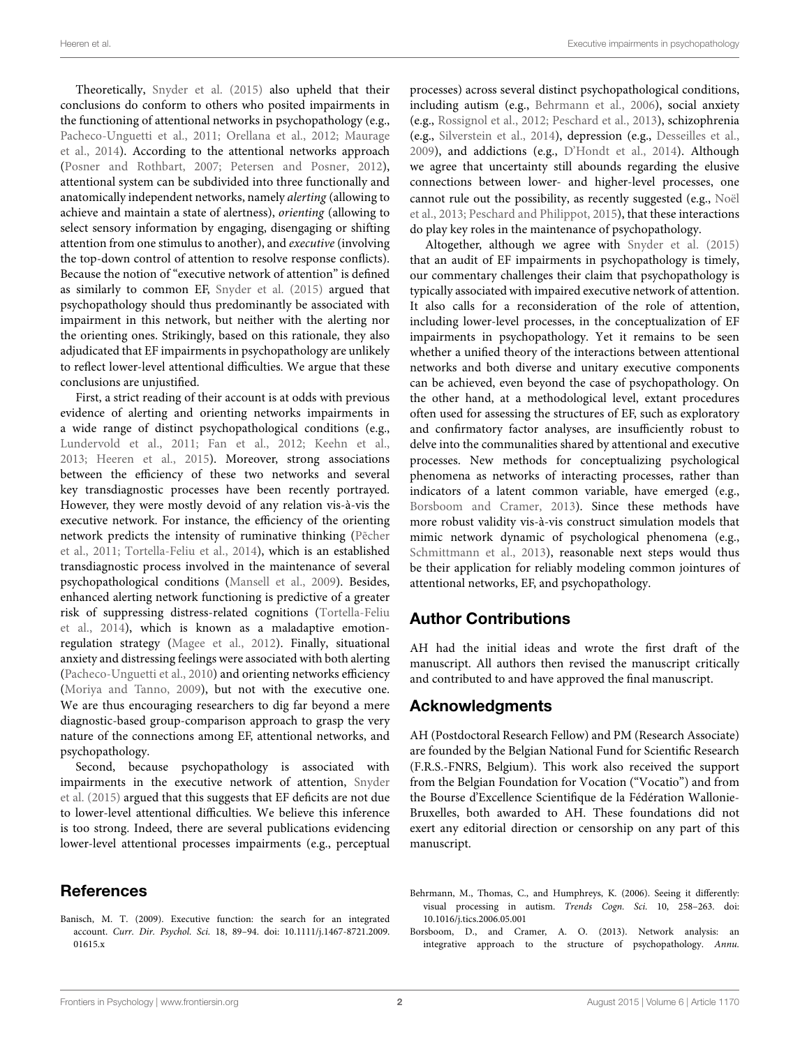Theoretically, Snyder et al. (2015) also upheld that their conclusions do conform to others who posited impairments in the functioning of attentional networks in psychopathology (e.g., Pacheco-Unguetti et al., 2011; Orellana et al., 2012; Maurage et al., 2014). According to the attentional networks approach (Posner and Rothbart, 2007; Petersen and Posner, 2012), attentional system can be subdivided into three functionally and anatomically independent networks, namely *alerting* (allowing to achieve and maintain a state of alertness), *orienting* (allowing to select sensory information by engaging, disengaging or shifting attention from one stimulus to another), and *executive* (involving the top-down control of attention to resolve response conflicts). Because the notion of "executive network of attention" is defined as similarly to common EF, Snyder et al. (2015) argued that psychopathology should thus predominantly be associated with impairment in this network, but neither with the alerting nor the orienting ones. Strikingly, based on this rationale, they also adjudicated that EF impairments in psychopathology are unlikely to reflect lower-level attentional difficulties. We argue that these conclusions are unjustified.

First, a strict reading of their account is at odds with previous evidence of alerting and orienting networks impairments in a wide range of distinct psychopathological conditions (e.g., Lundervold et al., 2011; Fan et al., 2012; Keehn et al., 2013; Heeren et al., 2015). Moreover, strong associations between the efficiency of these two networks and several key transdiagnostic processes have been recently portrayed. However, they were mostly devoid of any relation vis-à-vis the executive network. For instance, the efficiency of the orienting network predicts the intensity of ruminative thinking (Pêcher et al., 2011; Tortella-Feliu et al., 2014), which is an established transdiagnostic process involved in the maintenance of several psychopathological conditions (Mansell et al., 2009). Besides, enhanced alerting network functioning is predictive of a greater risk of suppressing distress-related cognitions (Tortella-Feliu et al., 2014), which is known as a maladaptive emotion-regulation strategy (Magee et al., 2012). Finally, situational anxiety and distressing feelings were associated with both alerting (Pacheco-Unguetti et al., 2010) and orienting networks efficiency (Moriya and Tanno, 2009), but not with the executive one. We are thus encouraging researchers to dig far beyond a mere diagnostic-based group-comparison approach to grasp the very nature of the connections among EF, attentional networks, and psychopathology.

Second, because psychopathology is associated with impairments in the executive network of attention, Snyder et al. (2015) argued that this suggests that EF deficits are not due to lower-level attentional difficulties. We believe this inference is too strong. Indeed, there are several publications evidencing lower-level attentional processes impairments (e.g., perceptual processes) across several distinct psychopathological conditions, including autism (e.g., Behrmann et al., 2006), social anxiety (e.g., Rossignol et al., 2012; Peschard et al., 2013), schizophrenia (e.g., Silverstein et al., 2014), depression (e.g., Desseilles et al., 2009), and addictions (e.g., D'Hondt et al., 2014). Although we agree that uncertainty still abounds regarding the elusive connections between lower- and higher-level processes, one cannot rule out the possibility, as recently suggested (e.g., Noël et al., 2013; Peschard and Philippot, 2015), that these interactions do play key roles in the maintenance of psychopathology.

Altogether, although we agree with Snyder et al. (2015) that an audit of EF impairments in psychopathology is timely, our commentary challenges their claim that psychopathology is typically associated with impaired executive network of attention. It also calls for a reconsideration of the role of attention, including lower-level processes, in the conceptualization of EF impairments in psychopathology. Yet it remains to be seen whether a unified theory of the interactions between attentional networks and both diverse and unitary executive components can be achieved, even beyond the case of psychopathology. On the other hand, at a methodological level, extant procedures often used for assessing the structures of EF, such as exploratory and confirmatory factor analyses, are insufficiently robust to delve into the communalities shared by attentional and executive processes. New methods for conceptualizing psychological phenomena as networks of interacting processes, rather than indicators of a latent common variable, have emerged (e.g., Borsboom and Cramer, 2013). Since these methods have more robust validity vis-à-vis construct simulation models that mimic network dynamic of psychological phenomena (e.g., Schmittmann et al., 2013), reasonable next steps would thus be their application for reliably modeling common jointures of attentional networks, EF, and psychopathology.

## Author Contributions

AH had the initial ideas and wrote the first draft of the manuscript. All authors then revised the manuscript critically and contributed to and have approved the final manuscript.

## Acknowledgments

AH (Postdoctoral Research Fellow) and PM (Research Associate) are founded by the Belgian National Fund for Scientific Research (F.R.S.-FNRS, Belgium). This work also received the support from the Belgian Foundation for Vocation ("Vocatio") and from the Bourse d'Excellence Scientifique de la Fédération Wallonie-Bruxelles, both awarded to AH. These foundations did not exert any editorial direction or censorship on any part of this manuscript.

## References

Banisch, M. T. (2009). Executive function: the search for an integrated account. *Curr. Dir. Psychol. Sci.* 18, 89–94. doi: 10.1111/j.1467-8721.2009.01615.x

Behrmann, M., Thomas, C., and Humphreys, K. (2006). Seeing it differently: visual processing in autism. *Trends Cogn. Sci.* 10, 258–263. doi: 10.1016/j.tics.2006.05.001

Borsboom, D., and Cramer, A. O. (2013). Network analysis: an integrative approach to the structure of psychopathology. *Annu.*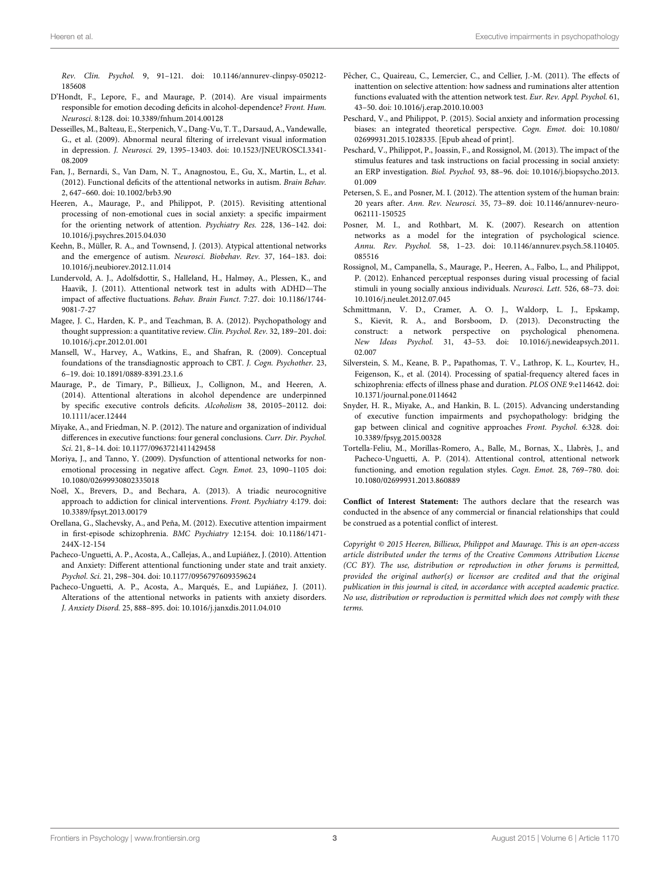Rev. Clin. Psychol. 9, 91–121. doi: 10.1146/annurev-clinpsy-050212-185608

D'Hondt, F., Lepore, F., and Maurage, P. (2014). Are visual impairments responsible for emotion decoding deficits in alcohol-dependence? *Front. Hum. Neurosci.* 8:128. doi: 10.3389/fnhum.2014.00128

Desseilles, M., Balteau, E., Sterpenich, V., Dang-Vu, T. T., Darsaud, A., Vandewalle, G., et al. (2009). Abnormal neural filtering of irrelevant visual information in depression. *J. Neurosci.* 29, 1395–13403. doi: 10.1523/JNEUROSCI.3341-08.2009

Fan, J., Bernardi, S., Van Dam, N. T., Anagnostou, E., Gu, X., Martin, L., et al. (2012). Functional deficits of the attentional networks in autism. *Brain Behav.* 2, 647–660. doi: 10.1002/brb3.90

Heeren, A., Maurage, P., and Philippot, P. (2015). Revisiting attentional processing of non-emotional cues in social anxiety: a specific impairment for the orienting network of attention. *Psychiatry Res.* 228, 136–142. doi: 10.1016/j.psychres.2015.04.030

Keehn, B., Müller, R. A., and Townsend, J. (2013). Atypical attentional networks and the emergence of autism. *Neurosci. Biobehav. Rev.* 37, 164–183. doi: 10.1016/j.neubiorev.2012.11.014

Lundervold, A. J., Adolfsdottir, S., Halleland, H., Halmøy, A., Plessen, K., and Haavik, J. (2011). Attentional network test in adults with ADHD—The impact of affective fluctuations. *Behav. Brain Funct.* 7:27. doi: 10.1186/1744-9081-7-27

Magee, J. C., Harden, K. P., and Teachman, B. A. (2012). Psychopathology and thought suppression: a quantitative review. *Clin. Psychol. Rev.* 32, 189–201. doi: 10.1016/j.cpr.2012.01.001

Mansell, W., Harvey, A., Watkins, E., and Shafran, R. (2009). Conceptual foundations of the transdiagnostic approach to CBT. *J. Cogn. Psychother.* 23, 6–19. doi: 10.1891/0889-8391.23.1.6

Maurage, P., de Timary, P., Billieux, J., Collignon, M., and Heeren, A. (2014). Attentional alterations in alcohol dependence are underpinned by specific executive controls deficits. *Alcoholism* 38, 20105–20112. doi: 10.1111/acer.12444

Miyake, A., and Friedman, N. P. (2012). The nature and organization of individual differences in executive functions: four general conclusions. *Curr. Dir. Psychol. Sci.* 21, 8–14. doi: 10.1177/0963721411429458

Moriya, J., and Tanno, Y. (2009). Dysfunction of attentional networks for non-emotional processing in negative affect. *Cogn. Emot.* 23, 1090–1105 doi: 10.1080/02699930802335018

Noël, X., Brevers, D., and Bechara, A. (2013). A triadic neurocognitive approach to addiction for clinical interventions. *Front. Psychiatry* 4:179. doi: 10.3389/fpsyt.2013.00179

Orellana, G., Slachevsky, A., and Peña, M. (2012). Executive attention impairment in first-episode schizophrenia. *BMC Psychiatry* 12:154. doi: 10.1186/1471-244X-12-154

Pacheco-Unguetti, A. P., Acosta, A., Callejas, A., and Lupiáñez, J. (2010). Attention and Anxiety: Different attentional functioning under state and trait anxiety. *Psychol. Sci.* 21, 298–304. doi: 10.1177/0956797609359624

Pacheco-Unguetti, A. P., Acosta, A., Marqués, E., and Lupiáñez, J. (2011). Alterations of the attentional networks in patients with anxiety disorders. *J. Anxiety Disord.* 25, 888–895. doi: 10.1016/j.janxdis.2011.04.010

Pêcher, C., Quaireau, C., Lemercier, C., and Cellier, J.-M. (2011). The effects of inattention on selective attention: how sadness and ruminations alter attention functions evaluated with the attention network test. *Eur. Rev. Appl. Psychol.* 61, 43–50. doi: 10.1016/j.erap.2010.10.003

Peschard, V., and Philippot, P. (2015). Social anxiety and information processing biases: an integrated theoretical perspective. *Cogn. Emot.* doi: 10.1080/02699931.2015.1028335. [Epub ahead of print].

Peschard, V., Philippot, P., Joassin, F., and Rossignol, M. (2013). The impact of the stimulus features and task instructions on facial processing in social anxiety: an ERP investigation. *Biol. Psychol.* 93, 88–96. doi: 10.1016/j.biopsycho.2013.01.009

Petersen, S. E., and Posner, M. I. (2012). The attention system of the human brain: 20 years after. *Ann. Rev. Neurosci.* 35, 73–89. doi: 10.1146/annurev-neuro-062111-150525

Posner, M. I., and Rothbart, M. K. (2007). Research on attention networks as a model for the integration of psychological science. *Annu. Rev. Psychol.* 58, 1–23. doi: 10.1146/annurev.psych.58.110405.085516

Rossignol, M., Campanella, S., Maurage, P., Heeren, A., Falbo, L., and Philippot, P. (2012). Enhanced perceptual responses during visual processing of facial stimuli in young socially anxious individuals. *Neurosci. Lett.* 526, 68–73. doi: 10.1016/j.neulet.2012.07.045

Schmittmann, V. D., Cramer, A. O. J., Waldorp, L. J., Epskamp, S., Kievit, R. A., and Borsboom, D. (2013). Deconstructing the construct: a network perspective on psychological phenomena. *New Ideas Psychol.* 31, 43–53. doi: 10.1016/j.newideapsych.2011.02.007

Silverstein, S. M., Keane, B. P., Papathomas, T. V., Lathrop, K. L., Kourtev, H., Feigenson, K., et al. (2014). Processing of spatial-frequency altered faces in schizophrenia: effects of illness phase and duration. *PLOS ONE* 9:e114642. doi: 10.1371/journal.pone.0114642

Snyder, H. R., Miyake, A., and Hankin, B. L. (2015). Advancing understanding of executive function impairments and psychopathology: bridging the gap between clinical and cognitive approaches *Front. Psychol.* 6:328. doi: 10.3389/fpsyg.2015.00328

Tortella-Feliu, M., Morillas-Romero, A., Balle, M., Bornas, X., Llabrès, J., and Pacheco-Unguetti, A. P. (2014). Attentional control, attentional network functioning, and emotion regulation styles. *Cogn. Emot.* 28, 769–780. doi: 10.1080/02699931.2013.860889

**Conflict of Interest Statement:** The authors declare that the research was conducted in the absence of any commercial or financial relationships that could be construed as a potential conflict of interest.

*Copyright © 2015 Heeren, Billieux, Philippot and Maurage. This is an open-access article distributed under the terms of the Creative Commons Attribution License (CC BY). The use, distribution or reproduction in other forums is permitted, provided the original author(s) or licensor are credited and that the original publication in this journal is cited, in accordance with accepted academic practice. No use, distribution or reproduction is permitted which does not comply with these terms.*